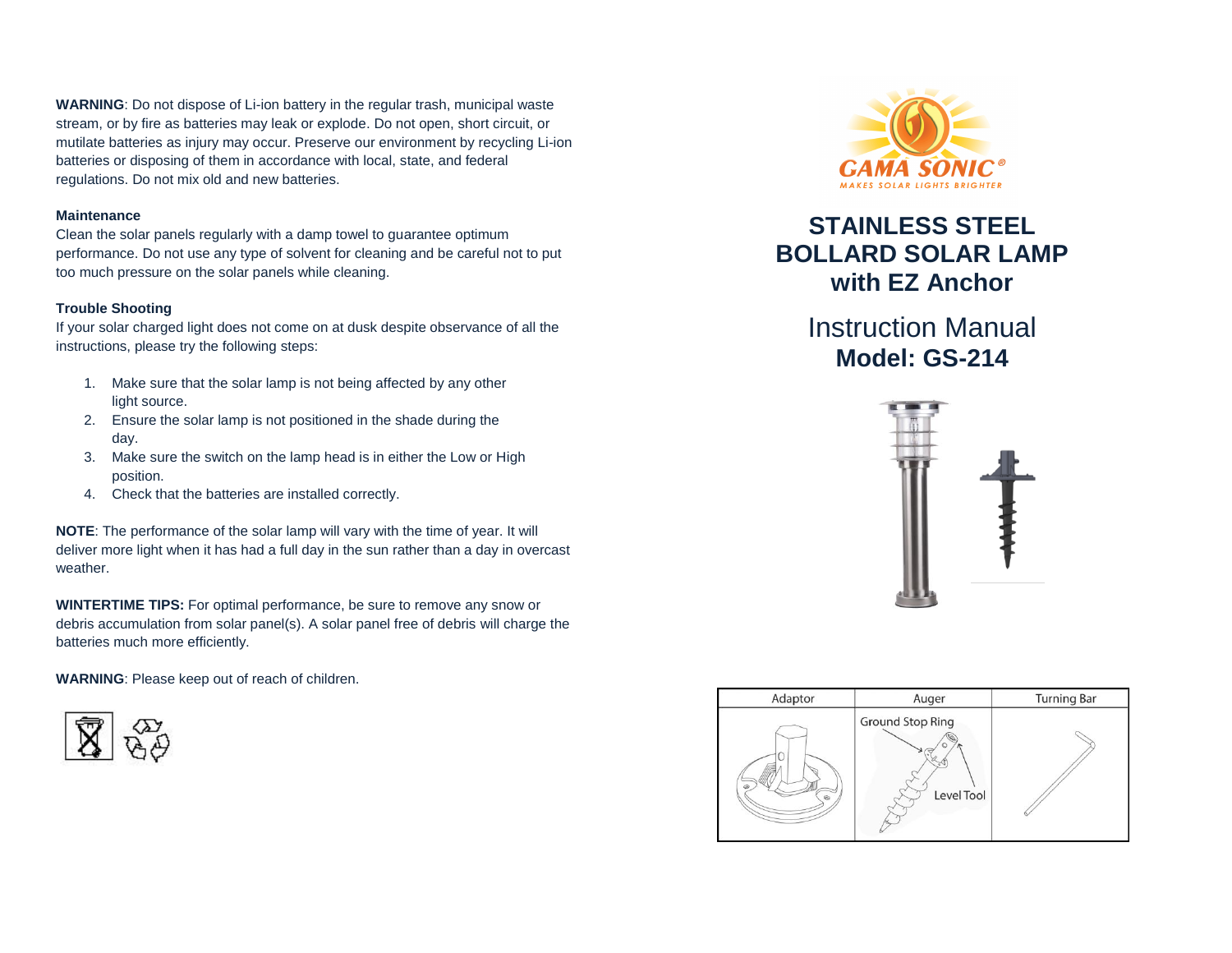**WARNING**: Do not dispose of Li-ion battery in the regular trash, municipal waste stream, or by fire as batteries may leak or explode. Do not open, short circuit, or mutilate batteries as injury may occur. Preserve our environment by recycling Li-ion batteries or disposing of them in accordance with local, state, and federal regulations. Do not mix old and new batteries.

### Maintenance

Clean the solar panels regularly with a damp towel to guarantee optimum performance. Do not use any type of solvent for cleaning and be careful not to put too much pressure on the solar panels while cleaning.

### Trouble Shooting

If your solar charged light does not come on at dusk despite observance of all the instructions, please try the following steps:

1. Make sure that the solar lamp is not being affected by any other light source.
2. Ensure the solar lamp is not positioned in the shade during the day.
3. Make sure the switch on the lamp head is in either the Low or High position.
4. Check that the batteries are installed correctly.

**NOTE**: The performance of the solar lamp will vary with the time of year. It will deliver more light when it has had a full day in the sun rather than a day in overcast weather.

**WINTERTIME TIPS:** For optimal performance, be sure to remove any snow or debris accumulation from solar panel(s). A solar panel free of debris will charge the batteries much more efficiently.

**WARNING**: Please keep out of reach of children.

GAMA SONIC®

MAKES SOLAR LIGHTS BRIGHTER

# STAINLESS STEEL BOLLARD SOLAR LAMP with EZ Anchor

## Instruction Manual

## Model: GS-214

| Adaptor | Auger | Turning Bar |
|---|---|---|
| | Ground Stop Ring<br>Level Tool | |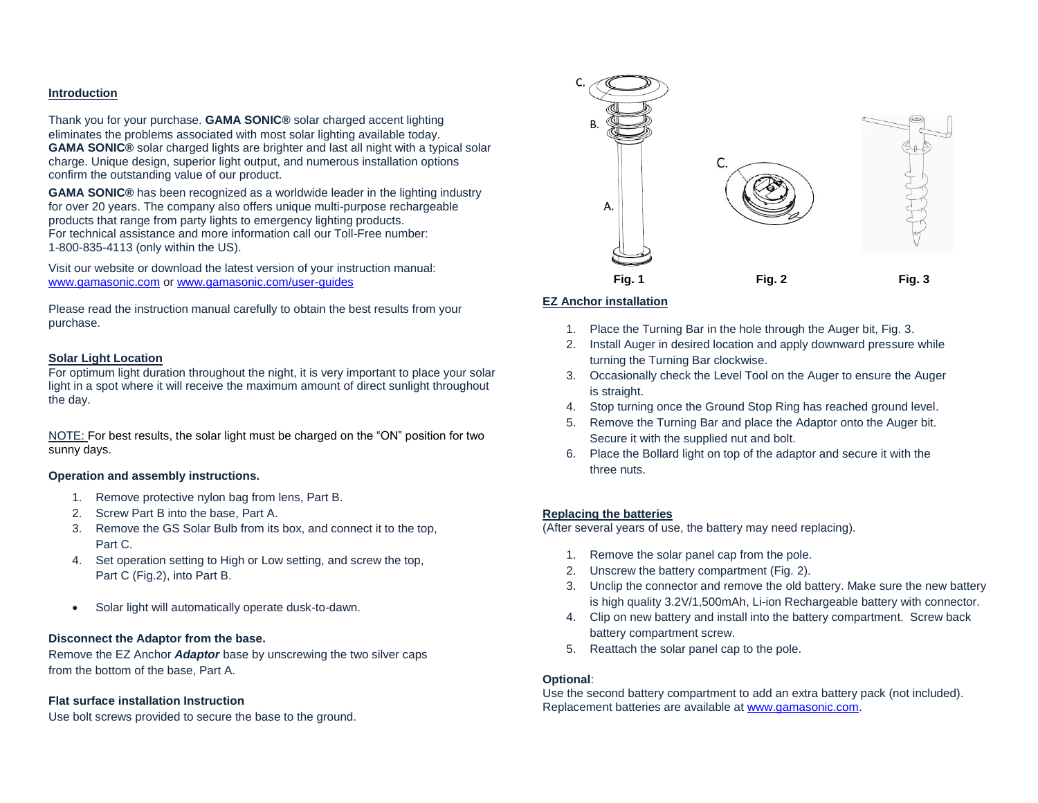## Introduction

Thank you for your purchase. **GAMA SONIC®** solar charged accent lighting eliminates the problems associated with most solar lighting available today. **GAMA SONIC®** solar charged lights are brighter and last all night with a typical solar charge. Unique design, superior light output, and numerous installation options confirm the outstanding value of our product.

**GAMA SONIC®** has been recognized as a worldwide leader in the lighting industry for over 20 years. The company also offers unique multi-purpose rechargeable products that range from party lights to emergency lighting products.
For technical assistance and more information call our Toll-Free number:
1-800-835-4113 (only within the US).

Visit our website or download the latest version of your instruction manual:
www.gamasonic.com or www.gamasonic.com/user-guides

Please read the instruction manual carefully to obtain the best results from your purchase.

## Solar Light Location

For optimum light duration throughout the night, it is very important to place your solar light in a spot where it will receive the maximum amount of direct sunlight throughout the day.

NOTE: For best results, the solar light must be charged on the "ON" position for two sunny days.

**Operation and assembly instructions.**

1. Remove protective nylon bag from lens, Part B.
2. Screw Part B into the base, Part A.
3. Remove the GS Solar Bulb from its box, and connect it to the top, Part C.
4. Set operation setting to High or Low setting, and screw the top, Part C (Fig.2), into Part B.

- Solar light will automatically operate dusk-to-dawn.

**Disconnect the Adaptor from the base.**

Remove the EZ Anchor ***Adaptor*** base by unscrewing the two silver caps from the bottom of the base, Part A.

**Flat surface installation Instruction**

Use bolt screws provided to secure the base to the ground.

C.
B.
A.
**Fig. 1**

C.
**Fig. 2**

**Fig. 3**

## EZ Anchor installation

1. Place the Turning Bar in the hole through the Auger bit, Fig. 3.
2. Install Auger in desired location and apply downward pressure while turning the Turning Bar clockwise.
3. Occasionally check the Level Tool on the Auger to ensure the Auger is straight.
4. Stop turning once the Ground Stop Ring has reached ground level.
5. Remove the Turning Bar and place the Adaptor onto the Auger bit. Secure it with the supplied nut and bolt.
6. Place the Bollard light on top of the adaptor and secure it with the three nuts.

## Replacing the batteries

(After several years of use, the battery may need replacing).

1. Remove the solar panel cap from the pole.
2. Unscrew the battery compartment (Fig. 2).
3. Unclip the connector and remove the old battery. Make sure the new battery is high quality 3.2V/1,500mAh, Li-ion Rechargeable battery with connector.
4. Clip on new battery and install into the battery compartment. Screw back battery compartment screw.
5. Reattach the solar panel cap to the pole.

**Optional**:
Use the second battery compartment to add an extra battery pack (not included). Replacement batteries are available at www.gamasonic.com.